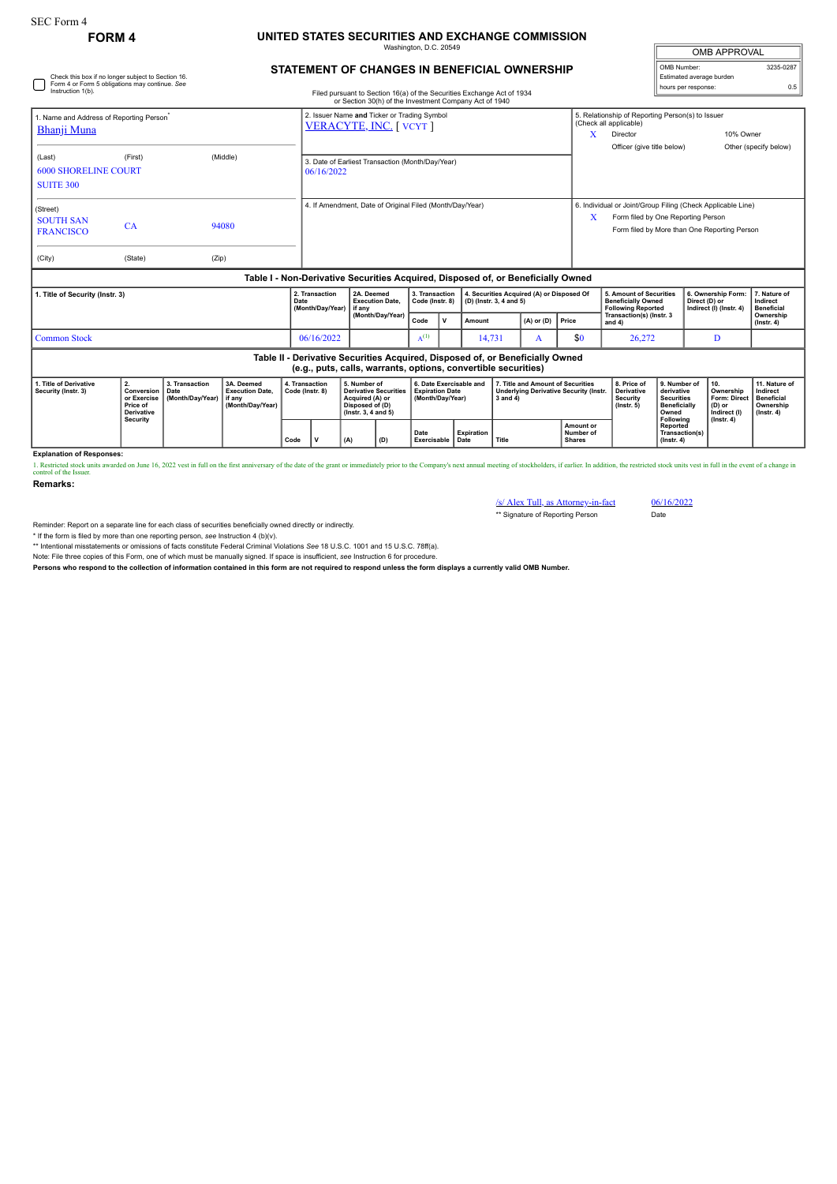SEC Form 4

**FORM 4**

# UNITED STATES SECURITIES AND EXCHANGE COMMISSION

Washington, D.C. 20549

## STATEMENT OF CHANGES IN BENEFICIAL OWNERSHIP

Filed pursuant to Section 16(a) of the Securities Exchange Act of 1934 or Section 30(h) of the Investment Company Act of 1940

| OMB APPROVAL | |
|---|---|
| OMB Number: | 3235-0287 |
| Estimated average burden | |
| hours per response: | 0.5 |

☐ Check this box if no longer subject to Section 16. Form 4 or Form 5 obligations may continue. *See* Instruction 1(b).

| 1. Name and Address of Reporting Person* | 2. Issuer Name and Ticker or Trading Symbol | 5. Relationship of Reporting Person(s) to Issuer (Check all applicable) |
|---|---|---|
| Bhanji Muna | VERACYTE, INC. [ VCYT ] | X Director ; 10% Owner ; Officer (give title below) ; Other (specify below) |
| (Last) (First) (Middle) 6000 SHORELINE COURT SUITE 300 | 3. Date of Earliest Transaction (Month/Day/Year) 06/16/2022 | |
| (Street) SOUTH SAN FRANCISCO CA 94080 | 4. If Amendment, Date of Original Filed (Month/Day/Year) | 6. Individual or Joint/Group Filing (Check Applicable Line) X Form filed by One Reporting Person ; Form filed by More than One Reporting Person |
| (City) (State) (Zip) | | |

### Table I - Non-Derivative Securities Acquired, Disposed of, or Beneficially Owned

| 1. Title of Security (Instr. 3) | 2. Transaction Date (Month/Day/Year) | 2A. Deemed Execution Date, if any (Month/Day/Year) | 3. Transaction Code (Instr. 8) | | 4. Securities Acquired (A) or Disposed Of (D) (Instr. 3, 4 and 5) | | | 5. Amount of Securities Beneficially Owned Following Reported Transaction(s) (Instr. 3 and 4) | 6. Ownership Form: Direct (D) or Indirect (I) (Instr. 4) | 7. Nature of Indirect Beneficial Ownership (Instr. 4) |
|---|---|---|---|---|---|---|---|---|---|---|
| | | | Code | V | Amount | (A) or (D) | Price | | | |
| Common Stock | 06/16/2022 | | A[(1)] | | 14,731 | A | $0 | 26,272 | D | |

### Table II - Derivative Securities Acquired, Disposed of, or Beneficially Owned (e.g., puts, calls, warrants, options, convertible securities)

| 1. Title of Derivative Security (Instr. 3) | 2. Conversion or Exercise Price of Derivative Security | 3. Transaction Date (Month/Day/Year) | 3A. Deemed Execution Date, if any (Month/Day/Year) | 4. Transaction Code (Instr. 8) | | 5. Number of Derivative Securities Acquired (A) or Disposed of (D) (Instr. 3, 4 and 5) | | 6. Date Exercisable and Expiration Date (Month/Day/Year) | | 7. Title and Amount of Securities Underlying Derivative Security (Instr. 3 and 4) | | 8. Price of Derivative Security (Instr. 5) | 9. Number of derivative Securities Beneficially Owned Following Reported Transaction(s) (Instr. 4) | 10. Ownership Form: Direct (D) or Indirect (I) (Instr. 4) | 11. Nature of Indirect Beneficial Ownership (Instr. 4) |
|---|---|---|---|---|---|---|---|---|---|---|---|---|---|---|---|
| | | | | Code | V | (A) | (D) | Date Exercisable | Expiration Date | Title | Amount or Number of Shares | | | | |

**Explanation of Responses:**

1. Restricted stock units awarded on June 16, 2022 vest in full on the first anniversary of the date of the grant or immediately prior to the Company's next annual meeting of stockholders, if earlier. In addition, the restricted stock units vest in full in the event of a change in control of the Issuer.

**Remarks:**

/s/ Alex Tull, as Attorney-in-fact — 06/16/2022

** Signature of Reporting Person — Date

Reminder: Report on a separate line for each class of securities beneficially owned directly or indirectly.

\* If the form is filed by more than one reporting person, *see* Instruction 4 (b)(v).

** Intentional misstatements or omissions of facts constitute Federal Criminal Violations *See* 18 U.S.C. 1001 and 15 U.S.C. 78ff(a).

Note: File three copies of this Form, one of which must be manually signed. If space is insufficient, *see* Instruction 6 for procedure.

**Persons who respond to the collection of information contained in this form are not required to respond unless the form displays a currently valid OMB Number.**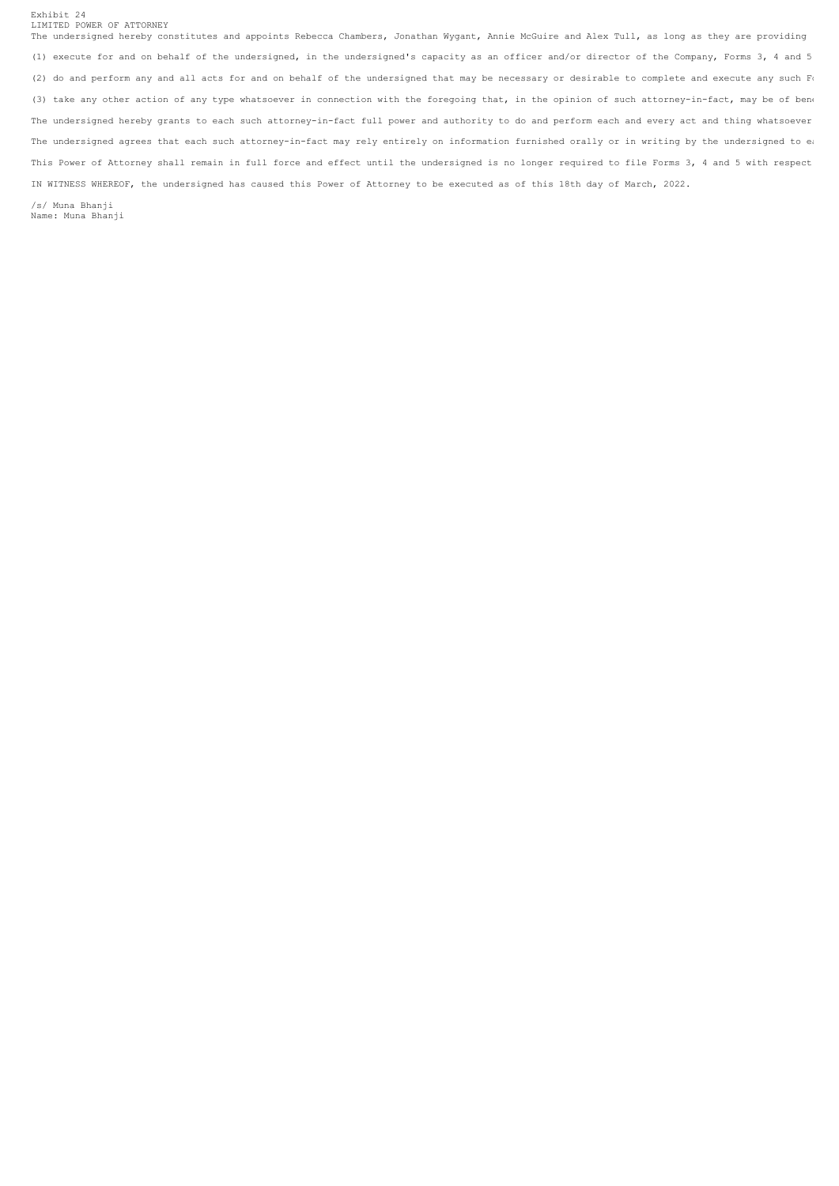Exhibit 24

LIMITED POWER OF ATTORNEY

The undersigned hereby constitutes and appoints Rebecca Chambers, Jonathan Wygant, Annie McGuire and Alex Tull, as long as they are providing

(1) execute for and on behalf of the undersigned, in the undersigned's capacity as an officer and/or director of the Company, Forms 3, 4 and 5

(2) do and perform any and all acts for and on behalf of the undersigned that may be necessary or desirable to complete and execute any such Fo

(3) take any other action of any type whatsoever in connection with the foregoing that, in the opinion of such attorney-in-fact, may be of bene

The undersigned hereby grants to each such attorney-in-fact full power and authority to do and perform each and every act and thing whatsoever

The undersigned agrees that each such attorney-in-fact may rely entirely on information furnished orally or in writing by the undersigned to ea

This Power of Attorney shall remain in full force and effect until the undersigned is no longer required to file Forms 3, 4 and 5 with respect

IN WITNESS WHEREOF, the undersigned has caused this Power of Attorney to be executed as of this 18th day of March, 2022.

/s/ Muna Bhanji
Name: Muna Bhanji